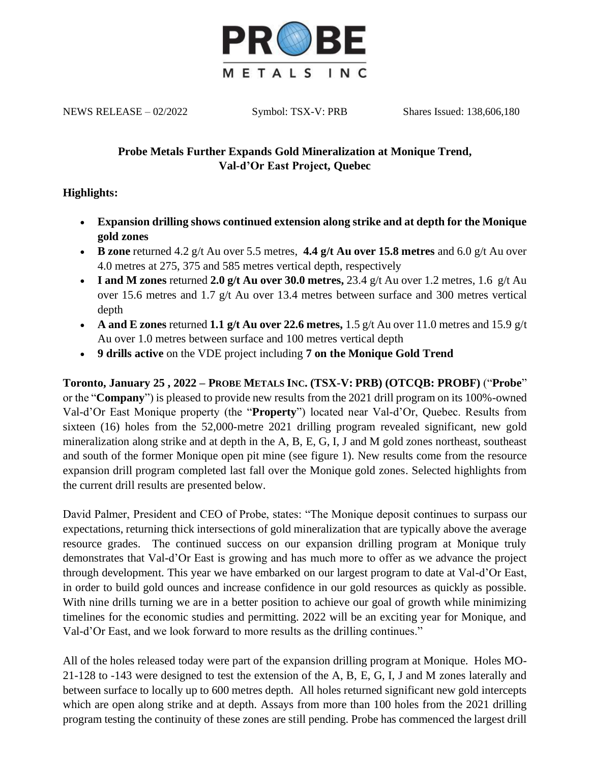NEWS RELEASE – 02/2022 Symbol: TSX-V: PRB Shares Issued: 138,606,180

## Probe Metals Further Expands Gold Mineralization at Monique Trend, Val-d'Or East Project, Quebec

**Highlights:**

- **Expansion drilling shows continued extension along strike and at depth for the Monique gold zones**
- **B zone** returned 4.2 g/t Au over 5.5 metres, **4.4 g/t Au over 15.8 metres** and 6.0 g/t Au over 4.0 metres at 275, 375 and 585 metres vertical depth, respectively
- **I and M zones** returned **2.0 g/t Au over 30.0 metres,** 23.4 g/t Au over 1.2 metres, 1.6 g/t Au over 15.6 metres and 1.7 g/t Au over 13.4 metres between surface and 300 metres vertical depth
- **A and E zones** returned **1.1 g/t Au over 22.6 metres,** 1.5 g/t Au over 11.0 metres and 15.9 g/t Au over 1.0 metres between surface and 100 metres vertical depth
- **9 drills active** on the VDE project including **7 on the Monique Gold Trend**

**Toronto, January 25 , 2022 – PROBE METALS INC. (TSX-V: PRB) (OTCQB: PROBF)** ("**Probe**" or the "**Company**") is pleased to provide new results from the 2021 drill program on its 100%-owned Val-d'Or East Monique property (the "**Property**") located near Val-d'Or, Quebec. Results from sixteen (16) holes from the 52,000-metre 2021 drilling program revealed significant, new gold mineralization along strike and at depth in the A, B, E, G, I, J and M gold zones northeast, southeast and south of the former Monique open pit mine (see figure 1). New results come from the resource expansion drill program completed last fall over the Monique gold zones. Selected highlights from the current drill results are presented below.

David Palmer, President and CEO of Probe, states: "The Monique deposit continues to surpass our expectations, returning thick intersections of gold mineralization that are typically above the average resource grades. The continued success on our expansion drilling program at Monique truly demonstrates that Val-d'Or East is growing and has much more to offer as we advance the project through development. This year we have embarked on our largest program to date at Val-d'Or East, in order to build gold ounces and increase confidence in our gold resources as quickly as possible. With nine drills turning we are in a better position to achieve our goal of growth while minimizing timelines for the economic studies and permitting. 2022 will be an exciting year for Monique, and Val-d'Or East, and we look forward to more results as the drilling continues."

All of the holes released today were part of the expansion drilling program at Monique. Holes MO-21-128 to -143 were designed to test the extension of the A, B, E, G, I, J and M zones laterally and between surface to locally up to 600 metres depth. All holes returned significant new gold intercepts which are open along strike and at depth. Assays from more than 100 holes from the 2021 drilling program testing the continuity of these zones are still pending. Probe has commenced the largest drill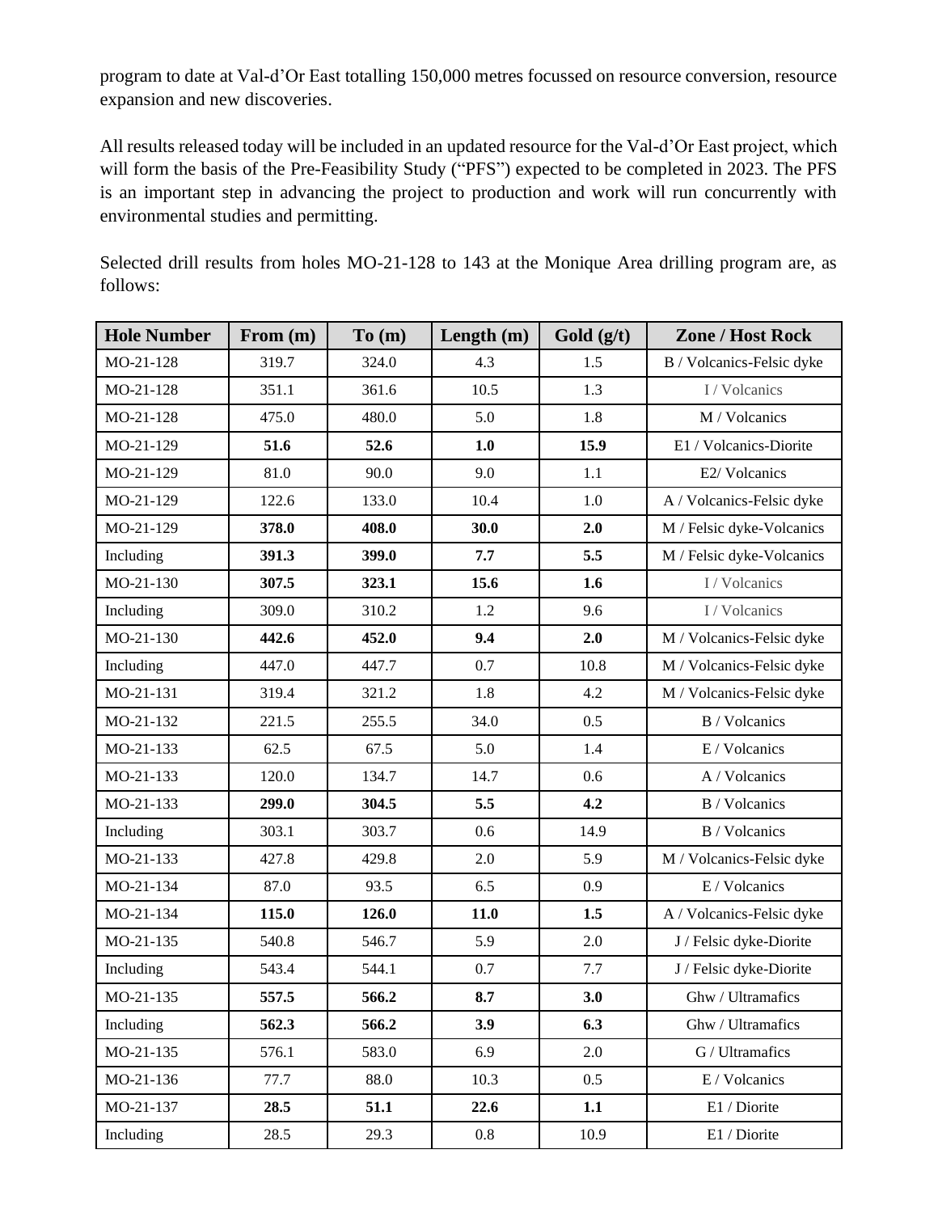program to date at Val-d'Or East totalling 150,000 metres focussed on resource conversion, resource expansion and new discoveries.

All results released today will be included in an updated resource for the Val-d'Or East project, which will form the basis of the Pre-Feasibility Study ("PFS") expected to be completed in 2023. The PFS is an important step in advancing the project to production and work will run concurrently with environmental studies and permitting.

Selected drill results from holes MO-21-128 to 143 at the Monique Area drilling program are, as follows:

| Hole Number | From (m) | To (m) | Length (m) | Gold (g/t) | Zone / Host Rock |
|---|---|---|---|---|---|
| MO-21-128 | 319.7 | 324.0 | 4.3 | 1.5 | B / Volcanics-Felsic dyke |
| MO-21-128 | 351.1 | 361.6 | 10.5 | 1.3 | I / Volcanics |
| MO-21-128 | 475.0 | 480.0 | 5.0 | 1.8 | M / Volcanics |
| MO-21-129 | **51.6** | **52.6** | **1.0** | **15.9** | E1 / Volcanics-Diorite |
| MO-21-129 | 81.0 | 90.0 | 9.0 | 1.1 | E2/ Volcanics |
| MO-21-129 | 122.6 | 133.0 | 10.4 | 1.0 | A / Volcanics-Felsic dyke |
| MO-21-129 | **378.0** | **408.0** | **30.0** | **2.0** | M / Felsic dyke-Volcanics |
| Including | **391.3** | **399.0** | **7.7** | **5.5** | M / Felsic dyke-Volcanics |
| MO-21-130 | **307.5** | **323.1** | **15.6** | **1.6** | I / Volcanics |
| Including | 309.0 | 310.2 | 1.2 | 9.6 | I / Volcanics |
| MO-21-130 | **442.6** | **452.0** | **9.4** | **2.0** | M / Volcanics-Felsic dyke |
| Including | 447.0 | 447.7 | 0.7 | 10.8 | M / Volcanics-Felsic dyke |
| MO-21-131 | 319.4 | 321.2 | 1.8 | 4.2 | M / Volcanics-Felsic dyke |
| MO-21-132 | 221.5 | 255.5 | 34.0 | 0.5 | B / Volcanics |
| MO-21-133 | 62.5 | 67.5 | 5.0 | 1.4 | E / Volcanics |
| MO-21-133 | 120.0 | 134.7 | 14.7 | 0.6 | A / Volcanics |
| MO-21-133 | **299.0** | **304.5** | **5.5** | **4.2** | B / Volcanics |
| Including | 303.1 | 303.7 | 0.6 | 14.9 | B / Volcanics |
| MO-21-133 | 427.8 | 429.8 | 2.0 | 5.9 | M / Volcanics-Felsic dyke |
| MO-21-134 | 87.0 | 93.5 | 6.5 | 0.9 | E / Volcanics |
| MO-21-134 | **115.0** | **126.0** | **11.0** | **1.5** | A / Volcanics-Felsic dyke |
| MO-21-135 | 540.8 | 546.7 | 5.9 | 2.0 | J / Felsic dyke-Diorite |
| Including | 543.4 | 544.1 | 0.7 | 7.7 | J / Felsic dyke-Diorite |
| MO-21-135 | **557.5** | **566.2** | **8.7** | **3.0** | Ghw / Ultramafics |
| Including | **562.3** | **566.2** | **3.9** | **6.3** | Ghw / Ultramafics |
| MO-21-135 | 576.1 | 583.0 | 6.9 | 2.0 | G / Ultramafics |
| MO-21-136 | 77.7 | 88.0 | 10.3 | 0.5 | E / Volcanics |
| MO-21-137 | **28.5** | **51.1** | **22.6** | **1.1** | E1 / Diorite |
| Including | 28.5 | 29.3 | 0.8 | 10.9 | E1 / Diorite |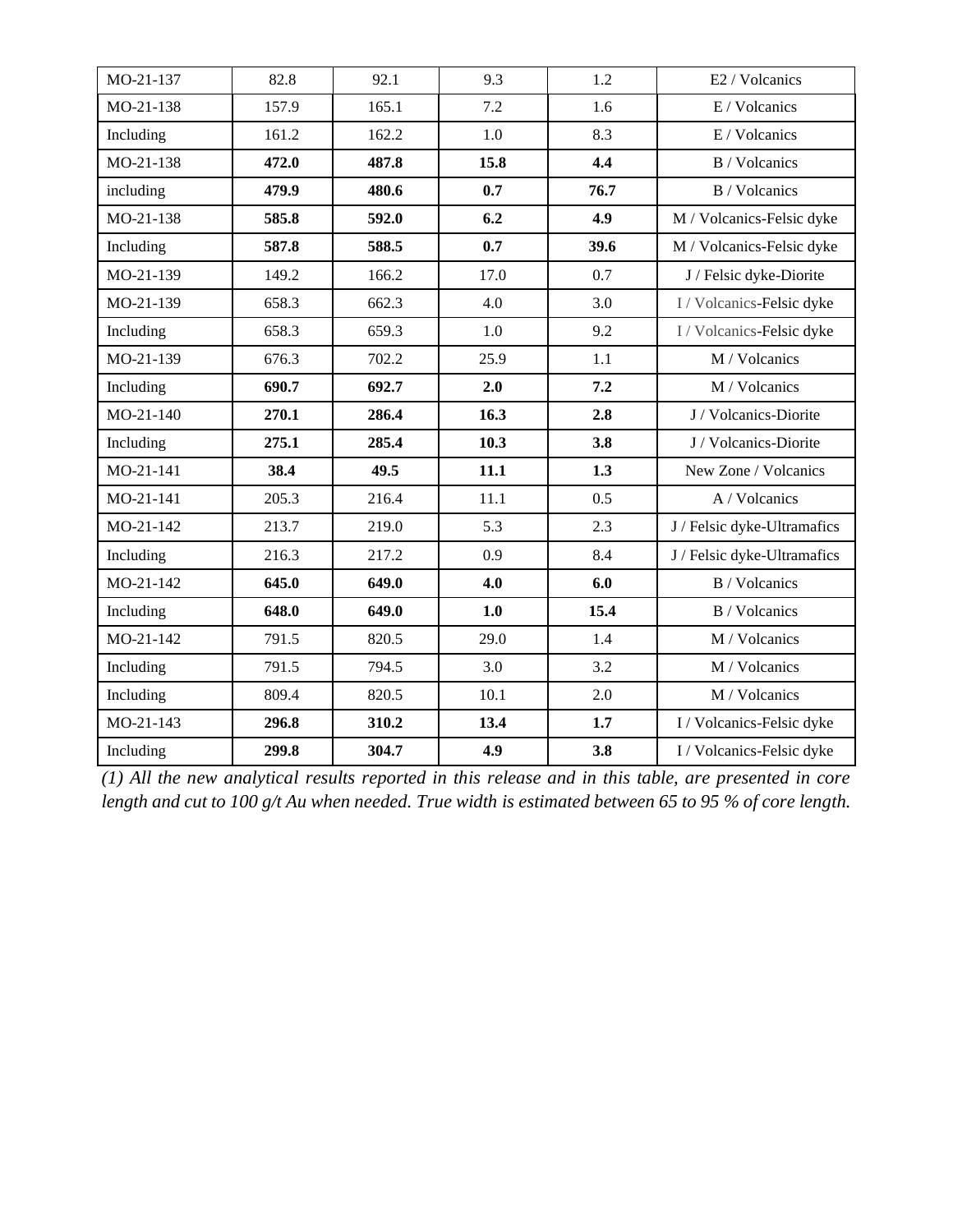| MO-21-137 | 82.8 | 92.1 | 9.3 | 1.2 | E2 / Volcanics |
|---|---|---|---|---|---|
| MO-21-138 | 157.9 | 165.1 | 7.2 | 1.6 | E / Volcanics |
| Including | 161.2 | 162.2 | 1.0 | 8.3 | E / Volcanics |
| MO-21-138 | **472.0** | **487.8** | **15.8** | **4.4** | B / Volcanics |
| including | **479.9** | **480.6** | **0.7** | **76.7** | B / Volcanics |
| MO-21-138 | **585.8** | **592.0** | **6.2** | **4.9** | M / Volcanics-Felsic dyke |
| Including | **587.8** | **588.5** | **0.7** | **39.6** | M / Volcanics-Felsic dyke |
| MO-21-139 | 149.2 | 166.2 | 17.0 | 0.7 | J / Felsic dyke-Diorite |
| MO-21-139 | 658.3 | 662.3 | 4.0 | 3.0 | I / Volcanics-Felsic dyke |
| Including | 658.3 | 659.3 | 1.0 | 9.2 | I / Volcanics-Felsic dyke |
| MO-21-139 | 676.3 | 702.2 | 25.9 | 1.1 | M / Volcanics |
| Including | **690.7** | **692.7** | **2.0** | **7.2** | M / Volcanics |
| MO-21-140 | **270.1** | **286.4** | **16.3** | **2.8** | J / Volcanics-Diorite |
| Including | **275.1** | **285.4** | **10.3** | **3.8** | J / Volcanics-Diorite |
| MO-21-141 | **38.4** | **49.5** | **11.1** | **1.3** | New Zone / Volcanics |
| MO-21-141 | 205.3 | 216.4 | 11.1 | 0.5 | A / Volcanics |
| MO-21-142 | 213.7 | 219.0 | 5.3 | 2.3 | J / Felsic dyke-Ultramafics |
| Including | 216.3 | 217.2 | 0.9 | 8.4 | J / Felsic dyke-Ultramafics |
| MO-21-142 | **645.0** | **649.0** | **4.0** | **6.0** | B / Volcanics |
| Including | **648.0** | **649.0** | **1.0** | **15.4** | B / Volcanics |
| MO-21-142 | 791.5 | 820.5 | 29.0 | 1.4 | M / Volcanics |
| Including | 791.5 | 794.5 | 3.0 | 3.2 | M / Volcanics |
| Including | 809.4 | 820.5 | 10.1 | 2.0 | M / Volcanics |
| MO-21-143 | **296.8** | **310.2** | **13.4** | **1.7** | I / Volcanics-Felsic dyke |
| Including | **299.8** | **304.7** | **4.9** | **3.8** | I / Volcanics-Felsic dyke |

*(1) All the new analytical results reported in this release and in this table, are presented in core length and cut to 100 g/t Au when needed. True width is estimated between 65 to 95 % of core length.*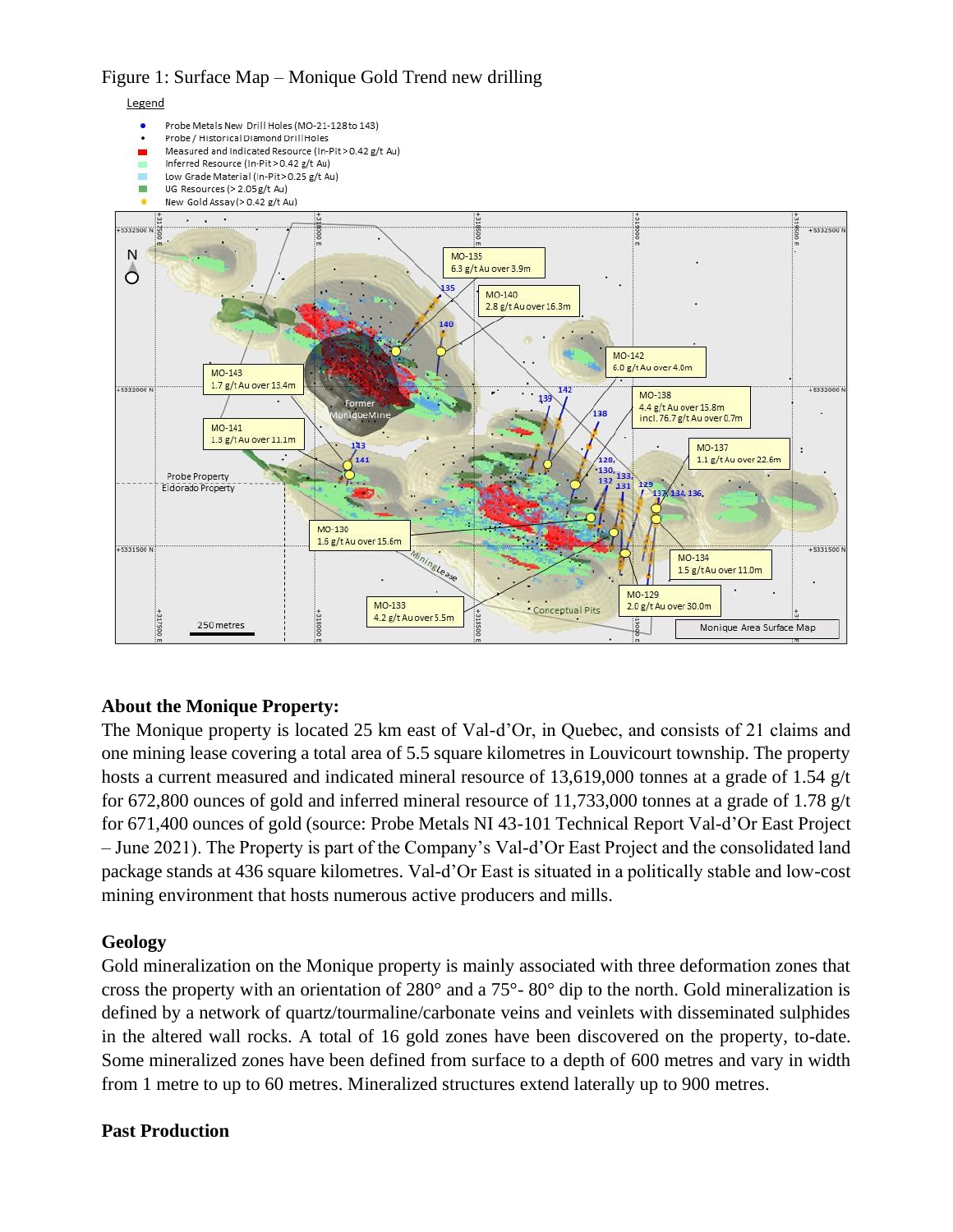Figure 1: Surface Map – Monique Gold Trend new drilling

## About the Monique Property:

The Monique property is located 25 km east of Val-d'Or, in Quebec, and consists of 21 claims and one mining lease covering a total area of 5.5 square kilometres in Louvicourt township. The property hosts a current measured and indicated mineral resource of 13,619,000 tonnes at a grade of 1.54 g/t for 672,800 ounces of gold and inferred mineral resource of 11,733,000 tonnes at a grade of 1.78 g/t for 671,400 ounces of gold (source: Probe Metals NI 43-101 Technical Report Val-d'Or East Project – June 2021). The Property is part of the Company's Val-d'Or East Project and the consolidated land package stands at 436 square kilometres. Val-d'Or East is situated in a politically stable and low-cost mining environment that hosts numerous active producers and mills.

## Geology

Gold mineralization on the Monique property is mainly associated with three deformation zones that cross the property with an orientation of 280° and a 75°- 80° dip to the north. Gold mineralization is defined by a network of quartz/tourmaline/carbonate veins and veinlets with disseminated sulphides in the altered wall rocks. A total of 16 gold zones have been discovered on the property, to-date. Some mineralized zones have been defined from surface to a depth of 600 metres and vary in width from 1 metre to up to 60 metres. Mineralized structures extend laterally up to 900 metres.

## Past Production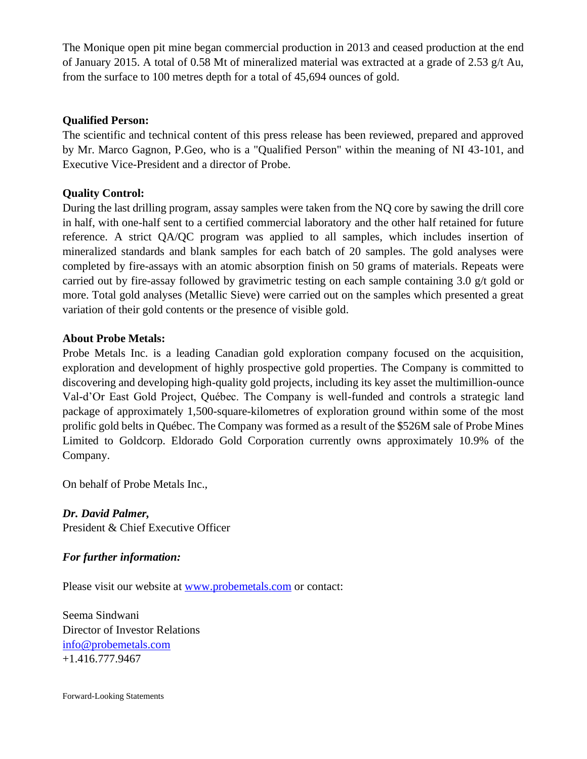The Monique open pit mine began commercial production in 2013 and ceased production at the end of January 2015. A total of 0.58 Mt of mineralized material was extracted at a grade of 2.53 g/t Au, from the surface to 100 metres depth for a total of 45,694 ounces of gold.

**Qualified Person:**

The scientific and technical content of this press release has been reviewed, prepared and approved by Mr. Marco Gagnon, P.Geo, who is a "Qualified Person" within the meaning of NI 43-101, and Executive Vice-President and a director of Probe.

**Quality Control:**

During the last drilling program, assay samples were taken from the NQ core by sawing the drill core in half, with one-half sent to a certified commercial laboratory and the other half retained for future reference. A strict QA/QC program was applied to all samples, which includes insertion of mineralized standards and blank samples for each batch of 20 samples. The gold analyses were completed by fire-assays with an atomic absorption finish on 50 grams of materials. Repeats were carried out by fire-assay followed by gravimetric testing on each sample containing 3.0 g/t gold or more. Total gold analyses (Metallic Sieve) were carried out on the samples which presented a great variation of their gold contents or the presence of visible gold.

**About Probe Metals:**

Probe Metals Inc. is a leading Canadian gold exploration company focused on the acquisition, exploration and development of highly prospective gold properties. The Company is committed to discovering and developing high-quality gold projects, including its key asset the multimillion-ounce Val-d'Or East Gold Project, Québec. The Company is well-funded and controls a strategic land package of approximately 1,500-square-kilometres of exploration ground within some of the most prolific gold belts in Québec. The Company was formed as a result of the $526M sale of Probe Mines Limited to Goldcorp. Eldorado Gold Corporation currently owns approximately 10.9% of the Company.

On behalf of Probe Metals Inc.,

***Dr. David Palmer,***
President & Chief Executive Officer

***For further information:***

Please visit our website at [www.probemetals.com](http://www.probemetals.com) or contact:

Seema Sindwani
Director of Investor Relations
[info@probemetals.com](mailto:info@probemetals.com)
+1.416.777.9467

Forward-Looking Statements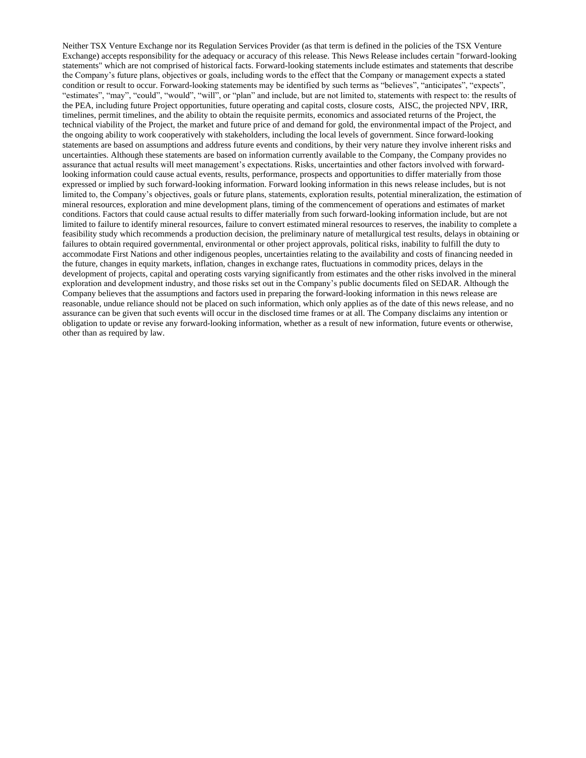Neither TSX Venture Exchange nor its Regulation Services Provider (as that term is defined in the policies of the TSX Venture Exchange) accepts responsibility for the adequacy or accuracy of this release. This News Release includes certain "forward-looking statements" which are not comprised of historical facts. Forward-looking statements include estimates and statements that describe the Company's future plans, objectives or goals, including words to the effect that the Company or management expects a stated condition or result to occur. Forward-looking statements may be identified by such terms as "believes", "anticipates", "expects", "estimates", "may", "could", "would", "will", or "plan" and include, but are not limited to, statements with respect to: the results of the PEA, including future Project opportunities, future operating and capital costs, closure costs, AISC, the projected NPV, IRR, timelines, permit timelines, and the ability to obtain the requisite permits, economics and associated returns of the Project, the technical viability of the Project, the market and future price of and demand for gold, the environmental impact of the Project, and the ongoing ability to work cooperatively with stakeholders, including the local levels of government. Since forward-looking statements are based on assumptions and address future events and conditions, by their very nature they involve inherent risks and uncertainties. Although these statements are based on information currently available to the Company, the Company provides no assurance that actual results will meet management's expectations. Risks, uncertainties and other factors involved with forward-looking information could cause actual events, results, performance, prospects and opportunities to differ materially from those expressed or implied by such forward-looking information. Forward looking information in this news release includes, but is not limited to, the Company's objectives, goals or future plans, statements, exploration results, potential mineralization, the estimation of mineral resources, exploration and mine development plans, timing of the commencement of operations and estimates of market conditions. Factors that could cause actual results to differ materially from such forward-looking information include, but are not limited to failure to identify mineral resources, failure to convert estimated mineral resources to reserves, the inability to complete a feasibility study which recommends a production decision, the preliminary nature of metallurgical test results, delays in obtaining or failures to obtain required governmental, environmental or other project approvals, political risks, inability to fulfill the duty to accommodate First Nations and other indigenous peoples, uncertainties relating to the availability and costs of financing needed in the future, changes in equity markets, inflation, changes in exchange rates, fluctuations in commodity prices, delays in the development of projects, capital and operating costs varying significantly from estimates and the other risks involved in the mineral exploration and development industry, and those risks set out in the Company's public documents filed on SEDAR. Although the Company believes that the assumptions and factors used in preparing the forward-looking information in this news release are reasonable, undue reliance should not be placed on such information, which only applies as of the date of this news release, and no assurance can be given that such events will occur in the disclosed time frames or at all. The Company disclaims any intention or obligation to update or revise any forward-looking information, whether as a result of new information, future events or otherwise, other than as required by law.